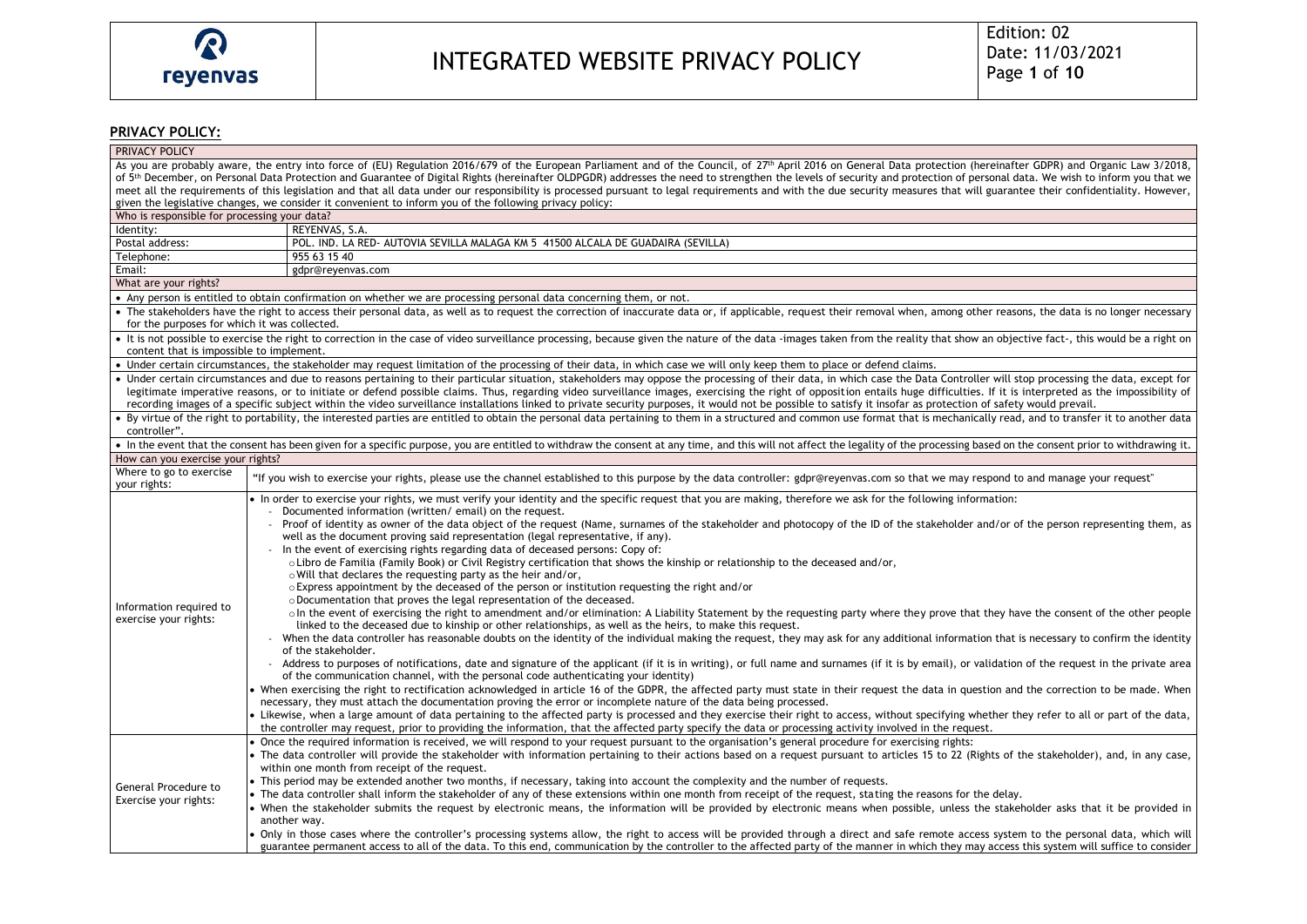## PRIVACY POLICY:

| PRIVACY POLICY | |
|---|---|
| As you are probably aware, the entry into force of (EU) Regulation 2016/679 of the European Parliament and of the Council, of 27th April 2016 on General Data protection (hereinafter GDPR) and Organic Law 3/2018, of 5th December, on Personal Data Protection and Guarantee of Digital Rights (hereinafter OLDPGDR) addresses the need to strengthen the levels of security and protection of personal data. We wish to inform you that we meet all the requirements of this legislation and that all data under our responsibility is processed pursuant to legal requirements and with the due security measures that will guarantee their confidentiality. However, given the legislative changes, we consider it convenient to inform you of the following privacy policy: | |
| Who is responsible for processing your data? | |
| Identity: | REYENVAS, S.A. |
| Postal address: | POL. IND. LA RED- AUTOVIA SEVILLA MALAGA KM 5 41500 ALCALA DE GUADAIRA (SEVILLA) |
| Telephone: | 955 63 15 40 |
| Email: | gdpr@reyenvas.com |
| What are your rights? | |
| • Any person is entitled to obtain confirmation on whether we are processing personal data concerning them, or not. | |
| • The stakeholders have the right to access their personal data, as well as to request the correction of inaccurate data or, if applicable, request their removal when, among other reasons, the data is no longer necessary for the purposes for which it was collected. | |
| • It is not possible to exercise the right to correction in the case of video surveillance processing, because given the nature of the data -images taken from the reality that show an objective fact-, this would be a right on content that is impossible to implement. | |
| • Under certain circumstances, the stakeholder may request limitation of the processing of their data, in which case we will only keep them to place or defend claims. | |
| • Under certain circumstances and due to reasons pertaining to their particular situation, stakeholders may oppose the processing of their data, in which case the Data Controller will stop processing the data, except for legitimate imperative reasons, or to initiate or defend possible claims. Thus, regarding video surveillance images, exercising the right of opposition entails huge difficulties. If it is interpreted as the impossibility of recording images of a specific subject within the video surveillance installations linked to private security purposes, it would not be possible to satisfy it insofar as protection of safety would prevail. | |
| • By virtue of the right to portability, the interested parties are entitled to obtain the personal data pertaining to them in a structured and common use format that is mechanically read, and to transfer it to another data controller". | |
| • In the event that the consent has been given for a specific purpose, you are entitled to withdraw the consent at any time, and this will not affect the legality of the processing based on the consent prior to withdrawing it. | |
| How can you exercise your rights? | |
| Where to go to exercise your rights: | "If you wish to exercise your rights, please use the channel established to this purpose by the data controller: gdpr@reyenvas.com so that we may respond to and manage your request" |
| Information required to exercise your rights: | • In order to exercise your rights, we must verify your identity and the specific request that you are making, therefore we ask for the following information:<br>- Documented information (written/ email) on the request.<br>- Proof of identity as owner of the data object of the request (Name, surnames of the stakeholder and photocopy of the ID of the stakeholder and/or of the person representing them, as well as the document proving said representation (legal representative, if any).<br>- In the event of exercising rights regarding data of deceased persons: Copy of:<br>o Libro de Familia (Family Book) or Civil Registry certification that shows the kinship or relationship to the deceased and/or,<br>o Will that declares the requesting party as the heir and/or,<br>o Express appointment by the deceased of the person or institution requesting the right and/or<br>o Documentation that proves the legal representation of the deceased.<br>o In the event of exercising the right to amendment and/or elimination: A Liability Statement by the requesting party where they prove that they have the consent of the other people linked to the deceased due to kinship or other relationships, as well as the heirs, to make this request.<br>- When the data controller has reasonable doubts on the identity of the individual making the request, they may ask for any additional information that is necessary to confirm the identity of the stakeholder.<br>- Address to purposes of notifications, date and signature of the applicant (if it is in writing), or full name and surnames (if it is by email), or validation of the request in the private area of the communication channel, with the personal code authenticating your identity)<br>• When exercising the right to rectification acknowledged in article 16 of the GDPR, the affected party must state in their request the data in question and the correction to be made. When necessary, they must attach the documentation proving the error or incomplete nature of the data being processed.<br>• Likewise, when a large amount of data pertaining to the affected party is processed and they exercise their right to access, without specifying whether they refer to all or part of the data, the controller may request, prior to providing the information, that the affected party specify the data or processing activity involved in the request. |
| General Procedure to Exercise your rights: | • Once the required information is received, we will respond to your request pursuant to the organisation's general procedure for exercising rights:<br>• The data controller will provide the stakeholder with information pertaining to their actions based on a request pursuant to articles 15 to 22 (Rights of the stakeholder), and, in any case, within one month from receipt of the request.<br>• This period may be extended another two months, if necessary, taking into account the complexity and the number of requests.<br>• The data controller shall inform the stakeholder of any of these extensions within one month from receipt of the request, stating the reasons for the delay.<br>• When the stakeholder submits the request by electronic means, the information will be provided by electronic means when possible, unless the stakeholder asks that it be provided in another way.<br>• Only in those cases where the controller's processing systems allow, the right to access will be provided through a direct and safe remote access system to the personal data, which will guarantee permanent access to all of the data. To this end, communication by the controller to the affected party of the manner in which they may access this system will suffice to consider |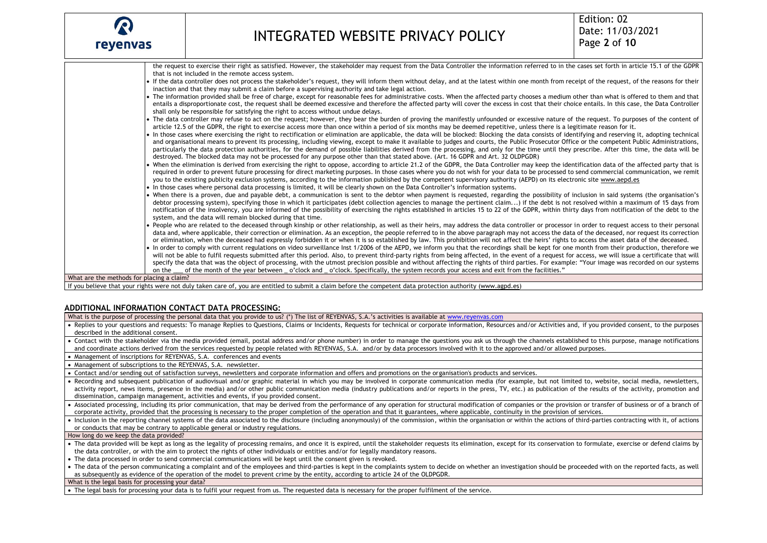| | |
|---|---|
| | the request to exercise their right as satisfied. However, the stakeholder may request from the Data Controller the information referred to in the cases set forth in article 15.1 of the GDPR that is not included in the remote access system.<br>• If the data controller does not process the stakeholder's request, they will inform them without delay, and at the latest within one month from receipt of the request, of the reasons for their inaction and that they may submit a claim before a supervising authority and take legal action.<br>• The information provided shall be free of charge, except for reasonable fees for administrative costs. When the affected party chooses a medium other than what is offered to them and that entails a disproportionate cost, the request shall be deemed excessive and therefore the affected party will cover the excess in cost that their choice entails. In this case, the Data Controller shall only be responsible for satisfying the right to access without undue delays.<br>• The data controller may refuse to act on the request; however, they bear the burden of proving the manifestly unfounded or excessive nature of the request. To purposes of the content of article 12.5 of the GDPR, the right to exercise access more than once within a period of six months may be deemed repetitive, unless there is a legitimate reason for it.<br>• In those cases where exercising the right to rectification or elimination are applicable, the data will be blocked: Blocking the data consists of identifying and reserving it, adopting technical and organisational means to prevent its processing, including viewing, except to make it available to judges and courts, the Public Prosecutor Office or the competent Public Administrations, particularly the data protection authorities, for the demand of possible liabilities derived from the processing, and only for the time until they prescribe. After this time, the data will be destroyed. The blocked data may not be processed for any purpose other than that stated above. (Art. 16 GDPR and Art. 32 OLDPGDR)<br>• When the elimination is derived from exercising the right to oppose, according to article 21.2 of the GDPR, the Data Controller may keep the identification data of the affected party that is required in order to prevent future processing for direct marketing purposes. In those cases where you do not wish for your data to be processed to send commercial communication, we remit you to the existing publicity exclusion systems, according to the information published by the competent supervisory authority (AEPD) on its electronic site www.aepd.es<br>• In those cases where personal data processing is limited, it will be clearly shown on the Data Controller's information systems.<br>• When there is a proven, due and payable debt, a communication is sent to the debtor when payment is requested, regarding the possibility of inclusion in said systems (the organisation's debtor processing system), specifying those in which it participates (debt collection agencies to manage the pertinent claim...) if the debt is not resolved within a maximum of 15 days from notification of the insolvency, you are informed of the possibility of exercising the rights established in articles 15 to 22 of the GDPR, within thirty days from notification of the debt to the system, and the data will remain blocked during that time.<br>• People who are related to the deceased through kinship or other relationship, as well as their heirs, may address the data controller or processor in order to request access to their personal data and, where applicable, their correction or elimination. As an exception, the people referred to in the above paragraph may not access the data of the deceased, nor request its correction or elimination, when the deceased had expressly forbidden it or when it is so established by law. This prohibition will not affect the heirs' rights to access the asset data of the deceased.<br>• In order to comply with current regulations on video surveillance Inst 1/2006 of the AEPD, we inform you that the recordings shall be kept for one month from their production, therefore we will not be able to fulfil requests submitted after this period. Also, to prevent third-party rights from being affected, in the event of a request for access, we will issue a certificate that will specify the data that was the object of processing, with the utmost precision possible and without affecting the rights of third parties. For example: "Your image was recorded on our systems on the ___ of the month of the year between _ o'clock and _ o'clock. Specifically, the system records your access and exit from the facilities." |
| What are the methods for placing a claim? | |
| If you believe that your rights were not duly taken care of, you are entitled to submit a claim before the competent data protection authority (www.agpd.es) | |

## ADDITIONAL INFORMATION CONTACT DATA PROCESSING:

| What is the purpose of processing the personal data that you provide to us? (*) The list of REYENVAS, S.A.'s activities is available at www.reyenvas.com |
|---|
| • Replies to your questions and requests: To manage Replies to Questions, Claims or Incidents, Requests for technical or corporate information, Resources and/or Activities and, if you provided consent, to the purposes described in the additional consent. |
| • Contact with the stakeholder via the media provided (email, postal address and/or phone number) in order to manage the questions you ask us through the channels established to this purpose, manage notifications and coordinate actions derived from the services requested by people related with REYENVAS, S.A. and/or by data processors involved with it to the approved and/or allowed purposes. |
| • Management of inscriptions for REYENVAS, S.A. conferences and events |
| • Management of subscriptions to the REYENVAS, S.A. newsletter. |
| • Contact and/or sending out of satisfaction surveys, newsletters and corporate information and offers and promotions on the organisation's products and services. |
| • Recording and subsequent publication of audiovisual and/or graphic material in which you may be involved in corporate communication media (for example, but not limited to, website, social media, newsletters, activity report, news items, presence in the media) and/or other public communication media (industry publications and/or reports in the press, TV, etc.) as publication of the results of the activity, promotion and dissemination, campaign management, activities and events, if you provided consent. |
| • Associated processing, including its prior communication, that may be derived from the performance of any operation for structural modification of companies or the provision or transfer of business or of a branch of corporate activity, provided that the processing is necessary to the proper completion of the operation and that it guarantees, where applicable, continuity in the provision of services. |
| • Inclusion in the reporting channel systems of the data associated to the disclosure (including anonymously) of the commission, within the organisation or within the actions of third-parties contracting with it, of actions or conducts that may be contrary to applicable general or industry regulations. |
| How long do we keep the data provided? |
| • The data provided will be kept as long as the legality of processing remains, and once it is expired, until the stakeholder requests its elimination, except for its conservation to formulate, exercise or defend claims by the data controller, or with the aim to protect the rights of other individuals or entities and/or for legally mandatory reasons. |
| • The data processed in order to send commercial communications will be kept until the consent given is revoked. |
| • The data of the person communicating a complaint and of the employees and third-parties is kept in the complaints system to decide on whether an investigation should be proceeded with on the reported facts, as well as subsequently as evidence of the operation of the model to prevent crime by the entity, according to article 24 of the OLDPGDR. |
| What is the legal basis for processing your data? |
| • The legal basis for processing your data is to fulfil your request from us. The requested data is necessary for the proper fulfilment of the service. |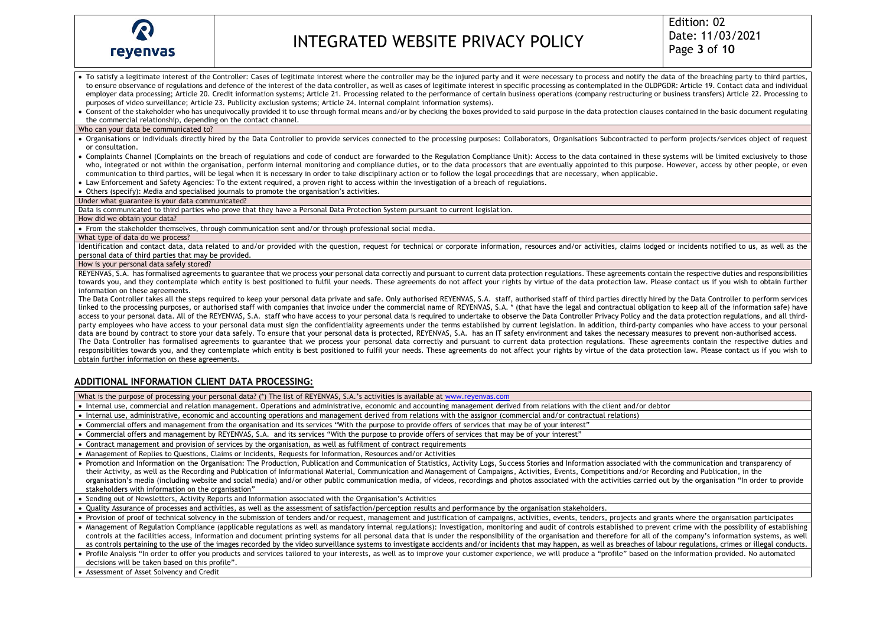- To satisfy a legitimate interest of the Controller: Cases of legitimate interest where the controller may be the injured party and it were necessary to process and notify the data of the breaching party to third parties, to ensure observance of regulations and defence of the interest of the data controller, as well as cases of legitimate interest in specific processing as contemplated in the OLDPGDR: Article 19. Contact data and individual employer data processing; Article 20. Credit information systems; Article 21. Processing related to the performance of certain business operations (company restructuring or business transfers) Article 22. Processing to purposes of video surveillance; Article 23. Publicity exclusion systems; Article 24. Internal complaint information systems).
- Consent of the stakeholder who has unequivocally provided it to use through formal means and/or by checking the boxes provided to said purpose in the data protection clauses contained in the basic document regulating the commercial relationship, depending on the contact channel.

**Who can your data be communicated to?**

- Organisations or individuals directly hired by the Data Controller to provide services connected to the processing purposes: Collaborators, Organisations Subcontracted to perform projects/services object of request or consultation.
- Complaints Channel (Complaints on the breach of regulations and code of conduct are forwarded to the Regulation Compliance Unit): Access to the data contained in these systems will be limited exclusively to those who, integrated or not within the organisation, perform internal monitoring and compliance duties, or to the data processors that are eventually appointed to this purpose. However, access by other people, or even communication to third parties, will be legal when it is necessary in order to take disciplinary action or to follow the legal proceedings that are necessary, when applicable.
- Law Enforcement and Safety Agencies: To the extent required, a proven right to access within the investigation of a breach of regulations.
- Others (specify): Media and specialised journals to promote the organisation's activities.

**Under what guarantee is your data communicated?**

Data is communicated to third parties who prove that they have a Personal Data Protection System pursuant to current legislation.

**How did we obtain your data?**

- From the stakeholder themselves, through communication sent and/or through professional social media.

**What type of data do we process?**

Identification and contact data, data related to and/or provided with the question, request for technical or corporate information, resources and/or activities, claims lodged or incidents notified to us, as well as the personal data of third parties that may be provided.

**How is your personal data safely stored?**

REYENVAS, S.A. has formalised agreements to guarantee that we process your personal data correctly and pursuant to current data protection regulations. These agreements contain the respective duties and responsibilities towards you, and they contemplate which entity is best positioned to fulfil your needs. These agreements do not affect your rights by virtue of the data protection law. Please contact us if you wish to obtain further information on these agreements.

The Data Controller takes all the steps required to keep your personal data private and safe. Only authorised REYENVAS, S.A. staff, authorised staff of third parties directly hired by the Data Controller to perform services linked to the processing purposes, or authorised staff with companies that invoice under the commercial name of REYENVAS, S.A. * (that have the legal and contractual obligation to keep all of the information safe) have access to your personal data. All of the REYENVAS, S.A. staff who have access to your personal data is required to undertake to observe the Data Controller Privacy Policy and the data protection regulations, and all third-party employees who have access to your personal data must sign the confidentiality agreements under the terms established by current legislation. In addition, third-party companies who have access to your personal data are bound by contract to store your data safely. To ensure that your personal data is protected, REYENVAS, S.A. has an IT safety environment and takes the necessary measures to prevent non-authorised access.

The Data Controller has formalised agreements to guarantee that we process your personal data correctly and pursuant to current data protection regulations. These agreements contain the respective duties and responsibilities towards you, and they contemplate which entity is best positioned to fulfil your needs. These agreements do not affect your rights by virtue of the data protection law. Please contact us if you wish to obtain further information on these agreements.

## ADDITIONAL INFORMATION CLIENT DATA PROCESSING:

**What is the purpose of processing your personal data? (*) The list of REYENVAS, S.A.'s activities is available at www.reyenvas.com**

- Internal use, commercial and relation management. Operations and administrative, economic and accounting management derived from relations with the client and/or debtor
- Internal use, administrative, economic and accounting operations and management derived from relations with the assignor (commercial and/or contractual relations)
- Commercial offers and management from the organisation and its services "With the purpose to provide offers of services that may be of your interest"
- Commercial offers and management by REYENVAS, S.A. and its services "With the purpose to provide offers of services that may be of your interest"
- Contract management and provision of services by the organisation, as well as fulfilment of contract requirements
- Management of Replies to Questions, Claims or Incidents, Requests for Information, Resources and/or Activities
- Promotion and Information on the Organisation: The Production, Publication and Communication of Statistics, Activity Logs, Success Stories and Information associated with the communication and transparency of their Activity, as well as the Recording and Publication of Informational Material, Communication and Management of Campaigns, Activities, Events, Competitions and/or Recording and Publication, in the organisation's media (including website and social media) and/or other public communication media, of videos, recordings and photos associated with the activities carried out by the organisation "In order to provide stakeholders with information on the organisation"
- Sending out of Newsletters, Activity Reports and Information associated with the Organisation's Activities
- Quality Assurance of processes and activities, as well as the assessment of satisfaction/perception results and performance by the organisation stakeholders.
- Provision of proof of technical solvency in the submission of tenders and/or request, management and justification of campaigns, activities, events, tenders, projects and grants where the organisation participates
- Management of Regulation Compliance (applicable regulations as well as mandatory internal regulations): Investigation, monitoring and audit of controls established to prevent crime with the possibility of establishing controls at the facilities access, information and document printing systems for all personal data that is under the responsibility of the organisation and therefore for all of the company's information systems, as well as controls pertaining to the use of the images recorded by the video surveillance systems to investigate accidents and/or incidents that may happen, as well as breaches of labour regulations, crimes or illegal conducts.
- Profile Analysis "In order to offer you products and services tailored to your interests, as well as to improve your customer experience, we will produce a "profile" based on the information provided. No automated decisions will be taken based on this profile".
- Assessment of Asset Solvency and Credit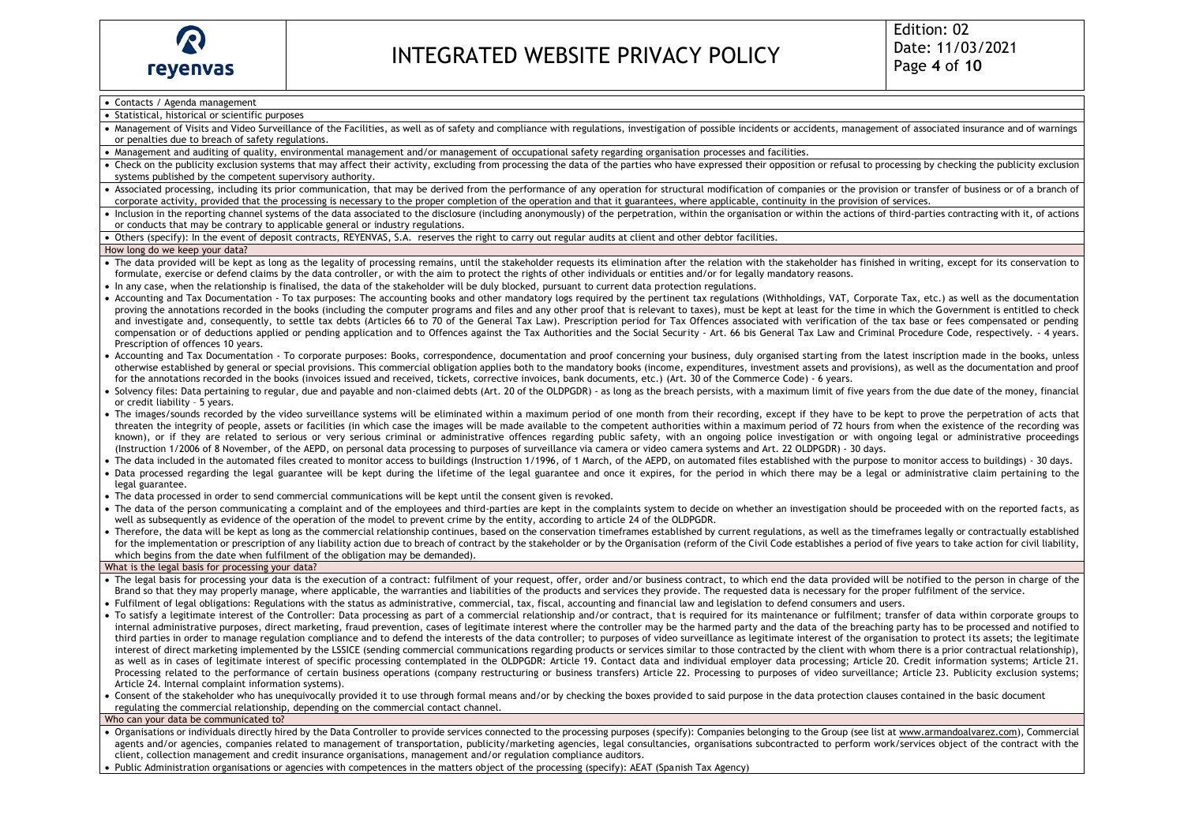- Contacts / Agenda management
- Statistical, historical or scientific purposes
- Management of Visits and Video Surveillance of the Facilities, as well as of safety and compliance with regulations, investigation of possible incidents or accidents, management of associated insurance and of warnings or penalties due to breach of safety regulations.
- Management and auditing of quality, environmental management and/or management of occupational safety regarding organisation processes and facilities.
- Check on the publicity exclusion systems that may affect their activity, excluding from processing the data of the parties who have expressed their opposition or refusal to processing by checking the publicity exclusion systems published by the competent supervisory authority.
- Associated processing, including its prior communication, that may be derived from the performance of any operation for structural modification of companies or the provision or transfer of business or of a branch of corporate activity, provided that the processing is necessary to the proper completion of the operation and that it guarantees, where applicable, continuity in the provision of services.
- Inclusion in the reporting channel systems of the data associated to the disclosure (including anonymously) of the perpetration, within the organisation or within the actions of third-parties contracting with it, of actions or conducts that may be contrary to applicable general or industry regulations.
- Others (specify): In the event of deposit contracts, REYENVAS, S.A. reserves the right to carry out regular audits at client and other debtor facilities.

### How long do we keep your data?

- The data provided will be kept as long as the legality of processing remains, until the stakeholder requests its elimination after the relation with the stakeholder has finished in writing, except for its conservation to formulate, exercise or defend claims by the data controller, or with the aim to protect the rights of other individuals or entities and/or for legally mandatory reasons.
- In any case, when the relationship is finalised, the data of the stakeholder will be duly blocked, pursuant to current data protection regulations.
- Accounting and Tax Documentation - To tax purposes: The accounting books and other mandatory logs required by the pertinent tax regulations (Withholdings, VAT, Corporate Tax, etc.) as well as the documentation proving the annotations recorded in the books (including the computer programs and files and any other proof that is relevant to taxes), must be kept at least for the time in which the Government is entitled to check and investigate and, consequently, to settle tax debts (Articles 66 to 70 of the General Tax Law). Prescription period for Tax Offences associated with verification of the tax base or fees compensated or pending compensation or of deductions applied or pending application and to Offences against the Tax Authorities and the Social Security - Art. 66 bis General Tax Law and Criminal Procedure Code, respectively. - 4 years. Prescription of offences 10 years.
- Accounting and Tax Documentation - To corporate purposes: Books, correspondence, documentation and proof concerning your business, duly organised starting from the latest inscription made in the books, unless otherwise established by general or special provisions. This commercial obligation applies both to the mandatory books (income, expenditures, investment assets and provisions), as well as the documentation and proof for the annotations recorded in the books (invoices issued and received, tickets, corrective invoices, bank documents, etc.) (Art. 30 of the Commerce Code) - 6 years.
- Solvency files: Data pertaining to regular, due and payable and non-claimed debts (Art. 20 of the OLDPGDR) - as long as the breach persists, with a maximum limit of five years from the due date of the money, financial or credit liability – 5 years.
- The images/sounds recorded by the video surveillance systems will be eliminated within a maximum period of one month from their recording, except if they have to be kept to prove the perpetration of acts that threaten the integrity of people, assets or facilities (in which case the images will be made available to the competent authorities within a maximum period of 72 hours from when the existence of the recording was known), or if they are related to serious or very serious criminal or administrative offences regarding public safety, with an ongoing police investigation or with ongoing legal or administrative proceedings (Instruction 1/2006 of 8 November, of the AEPD, on personal data processing to purposes of surveillance via camera or video camera systems and Art. 22 OLDPGDR) - 30 days.
- The data included in the automated files created to monitor access to buildings (Instruction 1/1996, of 1 March, of the AEPD, on automated files established with the purpose to monitor access to buildings) - 30 days.
- Data processed regarding the legal guarantee will be kept during the lifetime of the legal guarantee and once it expires, for the period in which there may be a legal or administrative claim pertaining to the legal guarantee.
- The data processed in order to send commercial communications will be kept until the consent given is revoked.
- The data of the person communicating a complaint and of the employees and third-parties are kept in the complaints system to decide on whether an investigation should be proceeded with on the reported facts, as well as subsequently as evidence of the operation of the model to prevent crime by the entity, according to article 24 of the OLDPGDR.
- Therefore, the data will be kept as long as the commercial relationship continues, based on the conservation timeframes established by current regulations, as well as the timeframes legally or contractually established for the implementation or prescription of any liability action due to breach of contract by the stakeholder or by the Organisation (reform of the Civil Code establishes a period of five years to take action for civil liability, which begins from the date when fulfilment of the obligation may be demanded).

### What is the legal basis for processing your data?

- The legal basis for processing your data is the execution of a contract: fulfilment of your request, offer, order and/or business contract, to which end the data provided will be notified to the person in charge of the Brand so that they may properly manage, where applicable, the warranties and liabilities of the products and services they provide. The requested data is necessary for the proper fulfilment of the service.
- Fulfilment of legal obligations: Regulations with the status as administrative, commercial, tax, fiscal, accounting and financial law and legislation to defend consumers and users.
- To satisfy a legitimate interest of the Controller: Data processing as part of a commercial relationship and/or contract, that is required for its maintenance or fulfilment; transfer of data within corporate groups to internal administrative purposes, direct marketing, fraud prevention, cases of legitimate interest where the controller may be the harmed party and the data of the breaching party has to be processed and notified to third parties in order to manage regulation compliance and to defend the interests of the data controller; to purposes of video surveillance as legitimate interest of the organisation to protect its assets; the legitimate interest of direct marketing implemented by the LSSICE (sending commercial communications regarding products or services similar to those contracted by the client with whom there is a prior contractual relationship), as well as in cases of legitimate interest of specific processing contemplated in the OLDPGDR: Article 19. Contact data and individual employer data processing; Article 20. Credit information systems; Article 21. Processing related to the performance of certain business operations (company restructuring or business transfers) Article 22. Processing to purposes of video surveillance; Article 23. Publicity exclusion systems; Article 24. Internal complaint information systems).
- Consent of the stakeholder who has unequivocally provided it to use through formal means and/or by checking the boxes provided to said purpose in the data protection clauses contained in the basic document regulating the commercial relationship, depending on the commercial contact channel.

### Who can your data be communicated to?

- Organisations or individuals directly hired by the Data Controller to provide services connected to the processing purposes (specify): Companies belonging to the Group (see list at www.armandoalvarez.com), Commercial agents and/or agencies, companies related to management of transportation, publicity/marketing agencies, legal consultancies, organisations subcontracted to perform work/services object of the contract with the client, collection management and credit insurance organisations, management and/or regulation compliance auditors.
- Public Administration organisations or agencies with competences in the matters object of the processing (specify): AEAT (Spanish Tax Agency)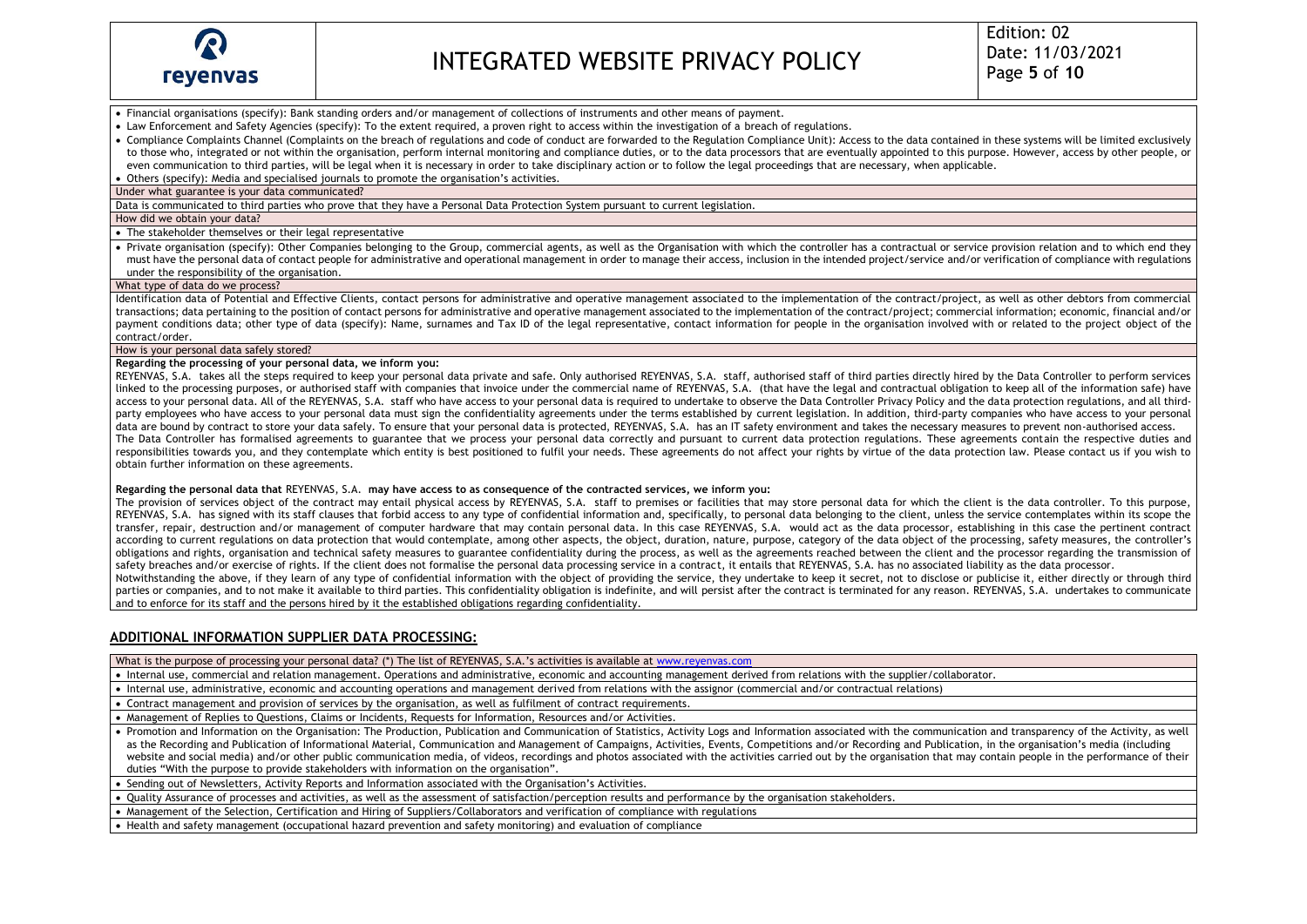- Financial organisations (specify): Bank standing orders and/or management of collections of instruments and other means of payment.
- Law Enforcement and Safety Agencies (specify): To the extent required, a proven right to access within the investigation of a breach of regulations.
- Compliance Complaints Channel (Complaints on the breach of regulations and code of conduct are forwarded to the Regulation Compliance Unit): Access to the data contained in these systems will be limited exclusively to those who, integrated or not within the organisation, perform internal monitoring and compliance duties, or to the data processors that are eventually appointed to this purpose. However, access by other people, or even communication to third parties, will be legal when it is necessary in order to take disciplinary action or to follow the legal proceedings that are necessary, when applicable.
- Others (specify): Media and specialised journals to promote the organisation's activities.

**Under what guarantee is your data communicated?**

Data is communicated to third parties who prove that they have a Personal Data Protection System pursuant to current legislation.

**How did we obtain your data?**

- The stakeholder themselves or their legal representative
- Private organisation (specify): Other Companies belonging to the Group, commercial agents, as well as the Organisation with which the controller has a contractual or service provision relation and to which end they must have the personal data of contact people for administrative and operational management in order to manage their access, inclusion in the intended project/service and/or verification of compliance with regulations under the responsibility of the organisation.

**What type of data do we process?**

Identification data of Potential and Effective Clients, contact persons for administrative and operative management associated to the implementation of the contract/project, as well as other debtors from commercial transactions; data pertaining to the position of contact persons for administrative and operative management associated to the implementation of the contract/project; commercial information; economic, financial and/or payment conditions data; other type of data (specify): Name, surnames and Tax ID of the legal representative, contact information for people in the organisation involved with or related to the project object of the contract/order.

**How is your personal data safely stored?**

**Regarding the processing of your personal data, we inform you:**

REYENVAS, S.A. takes all the steps required to keep your personal data private and safe. Only authorised REYENVAS, S.A. staff, authorised staff of third parties directly hired by the Data Controller to perform services linked to the processing purposes, or authorised staff with companies that invoice under the commercial name of REYENVAS, S.A. (that have the legal and contractual obligation to keep all of the information safe) have access to your personal data. All of the REYENVAS, S.A. staff who have access to your personal data is required to undertake to observe the Data Controller Privacy Policy and the data protection regulations, and all third-party employees who have access to your personal data must sign the confidentiality agreements under the terms established by current legislation. In addition, third-party companies who have access to your personal data are bound by contract to store your data safely. To ensure that your personal data is protected, REYENVAS, S.A. has an IT safety environment and takes the necessary measures to prevent non-authorised access.
The Data Controller has formalised agreements to guarantee that we process your personal data correctly and pursuant to current data protection regulations. These agreements contain the respective duties and responsibilities towards you, and they contemplate which entity is best positioned to fulfil your needs. These agreements do not affect your rights by virtue of the data protection law. Please contact us if you wish to obtain further information on these agreements.

**Regarding the personal data that** REYENVAS, S.A. **may have access to as consequence of the contracted services, we inform you:**

The provision of services object of the contract may entail physical access by REYENVAS, S.A. staff to premises or facilities that may store personal data for which the client is the data controller. To this purpose, REYENVAS, S.A. has signed with its staff clauses that forbid access to any type of confidential information and, specifically, to personal data belonging to the client, unless the service contemplates within its scope the transfer, repair, destruction and/or management of computer hardware that may contain personal data. In this case REYENVAS, S.A. would act as the data processor, establishing in this case the pertinent contract according to current regulations on data protection that would contemplate, among other aspects, the object, duration, nature, purpose, category of the data object of the processing, safety measures, the controller's obligations and rights, organisation and technical safety measures to guarantee confidentiality during the process, as well as the agreements reached between the client and the processor regarding the transmission of safety breaches and/or exercise of rights. If the client does not formalise the personal data processing service in a contract, it entails that REYENVAS, S.A. has no associated liability as the data processor.
Notwithstanding the above, if they learn of any type of confidential information with the object of providing the service, they undertake to keep it secret, not to disclose or publicise it, either directly or through third parties or companies, and to not make it available to third parties. This confidentiality obligation is indefinite, and will persist after the contract is terminated for any reason. REYENVAS, S.A. undertakes to communicate and to enforce for its staff and the persons hired by it the established obligations regarding confidentiality.

## ADDITIONAL INFORMATION SUPPLIER DATA PROCESSING:

**What is the purpose of processing your personal data? (\*) The list of REYENVAS, S.A.'s activities is available at www.reyenvas.com**

- Internal use, commercial and relation management. Operations and administrative, economic and accounting management derived from relations with the supplier/collaborator.
- Internal use, administrative, economic and accounting operations and management derived from relations with the assignor (commercial and/or contractual relations)
- Contract management and provision of services by the organisation, as well as fulfilment of contract requirements.
- Management of Replies to Questions, Claims or Incidents, Requests for Information, Resources and/or Activities.
- Promotion and Information on the Organisation: The Production, Publication and Communication of Statistics, Activity Logs and Information associated with the communication and transparency of the Activity, as well as the Recording and Publication of Informational Material, Communication and Management of Campaigns, Activities, Events, Competitions and/or Recording and Publication, in the organisation's media (including website and social media) and/or other public communication media, of videos, recordings and photos associated with the activities carried out by the organisation that may contain people in the performance of their duties "With the purpose to provide stakeholders with information on the organisation".
- Sending out of Newsletters, Activity Reports and Information associated with the Organisation's Activities.
- Quality Assurance of processes and activities, as well as the assessment of satisfaction/perception results and performance by the organisation stakeholders.
- Management of the Selection, Certification and Hiring of Suppliers/Collaborators and verification of compliance with regulations
- Health and safety management (occupational hazard prevention and safety monitoring) and evaluation of compliance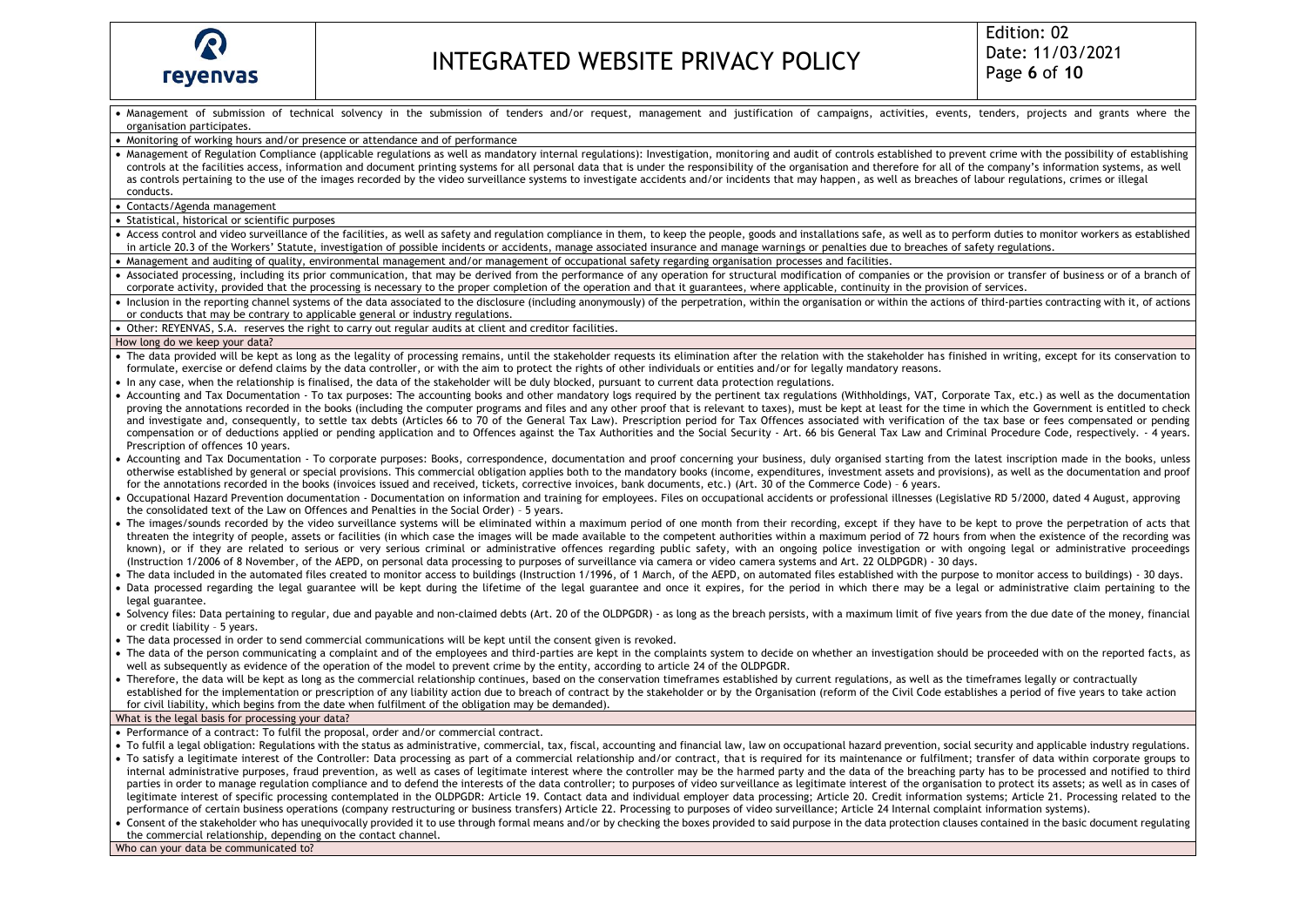- Management of submission of technical solvency in the submission of tenders and/or request, management and justification of campaigns, activities, events, tenders, projects and grants where the organisation participates.
- Monitoring of working hours and/or presence or attendance and of performance
- Management of Regulation Compliance (applicable regulations as well as mandatory internal regulations): Investigation, monitoring and audit of controls established to prevent crime with the possibility of establishing controls at the facilities access, information and document printing systems for all personal data that is under the responsibility of the organisation and therefore for all of the company's information systems, as well as controls pertaining to the use of the images recorded by the video surveillance systems to investigate accidents and/or incidents that may happen, as well as breaches of labour regulations, crimes or illegal conducts.
- Contacts/Agenda management
- Statistical, historical or scientific purposes
- Access control and video surveillance of the facilities, as well as safety and regulation compliance in them, to keep the people, goods and installations safe, as well as to perform duties to monitor workers as established in article 20.3 of the Workers' Statute, investigation of possible incidents or accidents, manage associated insurance and manage warnings or penalties due to breaches of safety regulations.
- Management and auditing of quality, environmental management and/or management of occupational safety regarding organisation processes and facilities.
- Associated processing, including its prior communication, that may be derived from the performance of any operation for structural modification of companies or the provision or transfer of business or of a branch of corporate activity, provided that the processing is necessary to the proper completion of the operation and that it guarantees, where applicable, continuity in the provision of services.
- Inclusion in the reporting channel systems of the data associated to the disclosure (including anonymously) of the perpetration, within the organisation or within the actions of third-parties contracting with it, of actions or conducts that may be contrary to applicable general or industry regulations.
- Other: REYENVAS, S.A. reserves the right to carry out regular audits at client and creditor facilities.

**How long do we keep your data?**

- The data provided will be kept as long as the legality of processing remains, until the stakeholder requests its elimination after the relation with the stakeholder has finished in writing, except for its conservation to formulate, exercise or defend claims by the data controller, or with the aim to protect the rights of other individuals or entities and/or for legally mandatory reasons.
- In any case, when the relationship is finalised, the data of the stakeholder will be duly blocked, pursuant to current data protection regulations.
- Accounting and Tax Documentation - To tax purposes: The accounting books and other mandatory logs required by the pertinent tax regulations (Withholdings, VAT, Corporate Tax, etc.) as well as the documentation proving the annotations recorded in the books (including the computer programs and files and any other proof that is relevant to taxes), must be kept at least for the time in which the Government is entitled to check and investigate and, consequently, to settle tax debts (Articles 66 to 70 of the General Tax Law). Prescription period for Tax Offences associated with verification of the tax base or fees compensated or pending compensation or of deductions applied or pending application and to Offences against the Tax Authorities and the Social Security - Art. 66 bis General Tax Law and Criminal Procedure Code, respectively. - 4 years. Prescription of offences 10 years.
- Accounting and Tax Documentation - To corporate purposes: Books, correspondence, documentation and proof concerning your business, duly organised starting from the latest inscription made in the books, unless otherwise established by general or special provisions. This commercial obligation applies both to the mandatory books (income, expenditures, investment assets and provisions), as well as the documentation and proof for the annotations recorded in the books (invoices issued and received, tickets, corrective invoices, bank documents, etc.) (Art. 30 of the Commerce Code) – 6 years.
- Occupational Hazard Prevention documentation - Documentation on information and training for employees. Files on occupational accidents or professional illnesses (Legislative RD 5/2000, dated 4 August, approving the consolidated text of the Law on Offences and Penalties in the Social Order) – 5 years.
- The images/sounds recorded by the video surveillance systems will be eliminated within a maximum period of one month from their recording, except if they have to be kept to prove the perpetration of acts that threaten the integrity of people, assets or facilities (in which case the images will be made available to the competent authorities within a maximum period of 72 hours from when the existence of the recording was known), or if they are related to serious or very serious criminal or administrative offences regarding public safety, with an ongoing police investigation or with ongoing legal or administrative proceedings (Instruction 1/2006 of 8 November, of the AEPD, on personal data processing to purposes of surveillance via camera or video camera systems and Art. 22 OLDPGDR) - 30 days.
- The data included in the automated files created to monitor access to buildings (Instruction 1/1996, of 1 March, of the AEPD, on automated files established with the purpose to monitor access to buildings) - 30 days.
- Data processed regarding the legal guarantee will be kept during the lifetime of the legal guarantee and once it expires, for the period in which there may be a legal or administrative claim pertaining to the legal guarantee.
- Solvency files: Data pertaining to regular, due and payable and non-claimed debts (Art. 20 of the OLDPGDR) - as long as the breach persists, with a maximum limit of five years from the due date of the money, financial or credit liability – 5 years.
- The data processed in order to send commercial communications will be kept until the consent given is revoked.
- The data of the person communicating a complaint and of the employees and third-parties are kept in the complaints system to decide on whether an investigation should be proceeded with on the reported facts, as well as subsequently as evidence of the operation of the model to prevent crime by the entity, according to article 24 of the OLDPGDR.
- Therefore, the data will be kept as long as the commercial relationship continues, based on the conservation timeframes established by current regulations, as well as the timeframes legally or contractually established for the implementation or prescription of any liability action due to breach of contract by the stakeholder or by the Organisation (reform of the Civil Code establishes a period of five years to take action for civil liability, which begins from the date when fulfilment of the obligation may be demanded).

**What is the legal basis for processing your data?**

- Performance of a contract: To fulfil the proposal, order and/or commercial contract.
- To fulfil a legal obligation: Regulations with the status as administrative, commercial, tax, fiscal, accounting and financial law, law on occupational hazard prevention, social security and applicable industry regulations.
- To satisfy a legitimate interest of the Controller: Data processing as part of a commercial relationship and/or contract, that is required for its maintenance or fulfilment; transfer of data within corporate groups to internal administrative purposes, fraud prevention, as well as cases of legitimate interest where the controller may be the harmed party and the data of the breaching party has to be processed and notified to third parties in order to manage regulation compliance and to defend the interests of the data controller; to purposes of video surveillance as legitimate interest of the organisation to protect its assets; as well as in cases of legitimate interest of specific processing contemplated in the OLDPGDR: Article 19. Contact data and individual employer data processing; Article 20. Credit information systems; Article 21. Processing related to the performance of certain business operations (company restructuring or business transfers) Article 22. Processing to purposes of video surveillance; Article 24 Internal complaint information systems).
- Consent of the stakeholder who has unequivocally provided it to use through formal means and/or by checking the boxes provided to said purpose in the data protection clauses contained in the basic document regulating the commercial relationship, depending on the contact channel.

**Who can your data be communicated to?**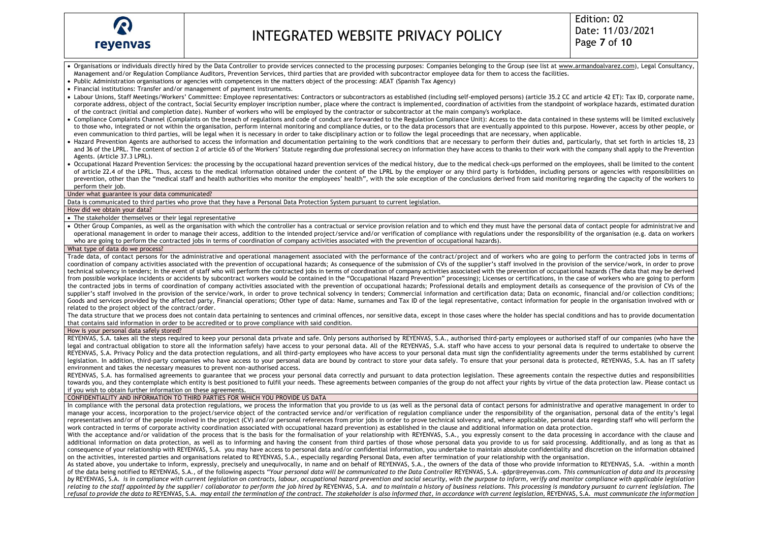- Organisations or individuals directly hired by the Data Controller to provide services connected to the processing purposes: Companies belonging to the Group (see list at www.armandoalvarez.com), Legal Consultancy, Management and/or Regulation Compliance Auditors, Prevention Services, third parties that are provided with subcontractor employee data for them to access the facilities.
- Public Administration organisations or agencies with competences in the matters object of the processing: AEAT (Spanish Tax Agency)
- Financial institutions: Transfer and/or management of payment instruments.
- Labour Unions, Staff Meetings/Workers' Committee: Employee representatives: Contractors or subcontractors as established (including self-employed persons) (article 35.2 CC and article 42 ET): Tax ID, corporate name, corporate address, object of the contract, Social Security employer inscription number, place where the contract is implemented, coordination of activities from the standpoint of workplace hazards, estimated duration of the contract (initial and completion date). Number of workers who will be employed by the contractor or subcontractor at the main company's workplace.
- Compliance Complaints Channel (Complaints on the breach of regulations and code of conduct are forwarded to the Regulation Compliance Unit): Access to the data contained in these systems will be limited exclusively to those who, integrated or not within the organisation, perform internal monitoring and compliance duties, or to the data processors that are eventually appointed to this purpose. However, access by other people, or even communication to third parties, will be legal when it is necessary in order to take disciplinary action or to follow the legal proceedings that are necessary, when applicable.
- Hazard Prevention Agents are authorised to access the information and documentation pertaining to the work conditions that are necessary to perform their duties and, particularly, that set forth in articles 18, 23 and 36 of the LPRL. The content of section 2 of article 65 of the Workers' Statute regarding due professional secrecy on information they have access to thanks to their work with the company shall apply to the Prevention Agents. (Article 37.3 LPRL).
- Occupational Hazard Prevention Services: the processing by the occupational hazard prevention services of the medical history, due to the medical check-ups performed on the employees, shall be limited to the content of article 22.4 of the LPRL. Thus, access to the medical information obtained under the content of the LPRL by the employer or any third party is forbidden, including persons or agencies with responsibilities on prevention, other than the "medical staff and health authorities who monitor the employees' health", with the sole exception of the conclusions derived from said monitoring regarding the capacity of the workers to perform their job.

**Under what guarantee is your data communicated?**

Data is communicated to third parties who prove that they have a Personal Data Protection System pursuant to current legislation.

**How did we obtain your data?**

- The stakeholder themselves or their legal representative

- Other Group Companies, as well as the organisation with which the controller has a contractual or service provision relation and to which end they must have the personal data of contact people for administrative and operational management in order to manage their access, addition to the intended project/service and/or verification of compliance with regulations under the responsibility of the organisation (e.g. data on workers who are going to perform the contracted jobs in terms of coordination of company activities associated with the prevention of occupational hazards).

**What type of data do we process?**

Trade data, of contact persons for the administrative and operational management associated with the performance of the contract/project and of workers who are going to perform the contracted jobs in terms of coordination of company activities associated with the prevention of occupational hazards; As consequence of the submission of CVs of the supplier's staff involved in the provision of the service/work, in order to prove technical solvency in tenders; In the event of staff who will perform the contracted jobs in terms of coordination of company activities associated with the prevention of occupational hazards (The data that may be derived from possible workplace incidents or accidents by subcontract workers would be contained in the "Occupational Hazard Prevention" processing); Licenses or certifications, in the case of workers who are going to perform the contracted jobs in terms of coordination of company activities associated with the prevention of occupational hazards; Professional details and employment details as consequence of the provision of CVs of the supplier's staff involved in the provision of the service/work, in order to prove technical solvency in tenders; Commercial information and certification data; Data on economic, financial and/or collection conditions; Goods and services provided by the affected party, Financial operations; Other type of data: Name, surnames and Tax ID of the legal representative, contact information for people in the organisation involved with or related to the project object of the contract/order.

The data structure that we process does not contain data pertaining to sentences and criminal offences, nor sensitive data, except in those cases where the holder has special conditions and has to provide documentation that contains said information in order to be accredited or to prove compliance with said condition.

**How is your personal data safely stored?**

REYENVAS, S.A. takes all the steps required to keep your personal data private and safe. Only persons authorised by REYENVAS, S.A., authorised third-party employees or authorised staff of our companies (who have the legal and contractual obligation to store all the information safely) have access to your personal data. All of the REYENVAS, S.A. staff who have access to your personal data is required to undertake to observe the REYENVAS, S.A. Privacy Policy and the data protection regulations, and all third-party employees who have access to your personal data must sign the confidentiality agreements under the terms established by current legislation. In addition, third-party companies who have access to your personal data are bound by contract to store your data safely. To ensure that your personal data is protected, REYENVAS, S.A. has an IT safety environment and takes the necessary measures to prevent non-authorised access.

REYENVAS, S.A. has formalised agreements to guarantee that we process your personal data correctly and pursuant to data protection legislation. These agreements contain the respective duties and responsibilities towards you, and they contemplate which entity is best positioned to fulfil your needs. These agreements between companies of the group do not affect your rights by virtue of the data protection law. Please contact us if you wish to obtain further information on these agreements.

**CONFIDENTIALITY AND INFORMATION TO THIRD PARTIES FOR WHICH YOU PROVIDE US DATA**

In compliance with the personal data protection regulations, we process the information that you provide to us (as well as the personal data of contact persons for administrative and operative management in order to manage your access, incorporation to the project/service object of the contracted service and/or verification of regulation compliance under the responsibility of the organisation, personal data of the entity's legal representatives and/or of the people involved in the project (CV) and/or personal references from prior jobs in order to prove technical solvency and, where applicable, personal data regarding staff who will perform the work contracted in terms of corporate activity coordination associated with occupational hazard prevention) as established in the clause and additional information on data protection.

With the acceptance and/or validation of the process that is the basis for the formalisation of your relationship with REYENVAS, S.A., you expressly consent to the data processing in accordance with the clause and additional information on data protection, as well as to informing and having the consent from third parties of those whose personal data you provide to us for said processing. Additionally, and as long as that as consequence of your relationship with REYENVAS, S.A. you may have access to personal data and/or confidential information, you undertake to maintain absolute confidentiality and discretion on the information obtained on the activities, interested parties and organisations related to REYENVAS, S.A., especially regarding Personal Data, even after termination of your relationship with the organisation.

As stated above, you undertake to inform, expressly, precisely and unequivocally, in name and on behalf of REYENVAS, S.A., the owners of the data of those who provide information to REYENVAS, S.A. -within a month of the data being notified to REYENVAS, S.A., of the following aspects *"Your personal data will be communicated to the Data Controller* REYENVAS, S.A. -gdpr@reyenvas.com. *This communication of data and its processing by* REYENVAS, S.A. *is in compliance with current legislation on contracts, labour, occupational hazard prevention and social security, with the purpose to inform, verify and monitor compliance with applicable legislation relating to the staff appointed by the supplier/ collaborator to perform the job hired by* REYENVAS, S.A. *and to maintain a history of business relations. This processing is mandatory pursuant to current legislation. The refusal to provide the data to* REYENVAS, S.A. *may entail the termination of the contract. The stakeholder is also informed that, in accordance with current legislation,* REYENVAS, S.A. *must communicate the information*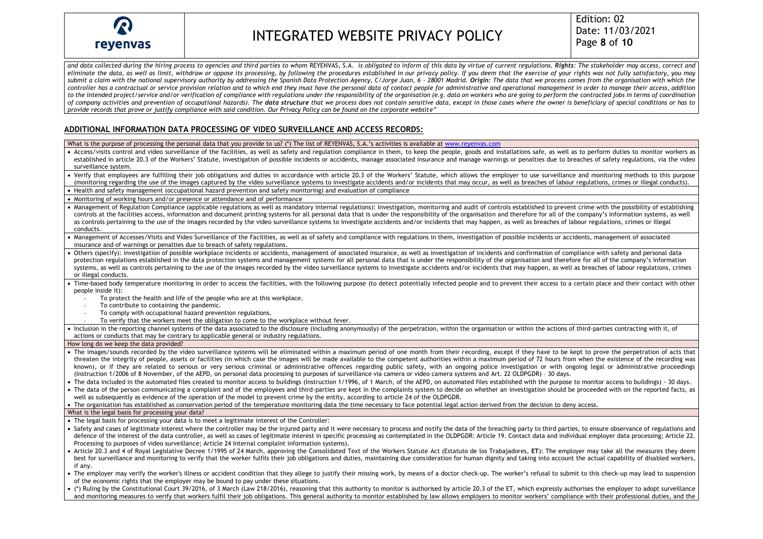*and data collected during the hiring process to agencies and third parties to whom REYENVAS, S.A. is obligated to inform of this data by virtue of current regulations. **Rights**: The stakeholder may access, correct and eliminate the data, as well as limit, withdraw or oppose its processing, by following the procedures established in our privacy policy. If you deem that the exercise of your rights was not fully satisfactory, you may submit a claim with the national supervisory authority by addressing the Spanish Data Protection Agency, C/Jorge Juan, 6 - 28001 Madrid. **Origin:** The data that we process comes from the organisation with which the controller has a contractual or service provision relation and to which end they must have the personal data of contact people for administrative and operational management in order to manage their access, addition to the intended project/service and/or verification of compliance with regulations under the responsibility of the organisation (e.g. data on workers who are going to perform the contracted jobs in terms of coordination of company activities and prevention of occupational hazards). The **data structure** that we process does not contain sensitive data, except in those cases where the owner is beneficiary of special conditions or has to provide records that prove or justify compliance with said condition. Our Privacy Policy can be found on the corporate website"*

## ADDITIONAL INFORMATION DATA PROCESSING OF VIDEO SURVEILLANCE AND ACCESS RECORDS:

**What is the purpose of processing the personal data that you provide to us? (\*) The list of REYENVAS, S.A.'s activities is available at www.reyenvas.com**

- Access/visits control and video surveillance of the facilities, as well as safety and regulation compliance in them, to keep the people, goods and installations safe, as well as to perform duties to monitor workers as established in article 20.3 of the Workers' Statute, investigation of possible incidents or accidents, manage associated insurance and manage warnings or penalties due to breaches of safety regulations, via the video surveillance system.
- Verify that employees are fulfilling their job obligations and duties in accordance with article 20.3 of the Workers' Statute, which allows the employer to use surveillance and monitoring methods to this purpose (monitoring regarding the use of the images captured by the video surveillance systems to investigate accidents and/or incidents that may occur, as well as breaches of labour regulations, crimes or illegal conducts).
- Health and safety management (occupational hazard prevention and safety monitoring) and evaluation of compliance
- Monitoring of working hours and/or presence or attendance and of performance
- Management of Regulation Compliance (applicable regulations as well as mandatory internal regulations): Investigation, monitoring and audit of controls established to prevent crime with the possibility of establishing controls at the facilities access, information and document printing systems for all personal data that is under the responsibility of the organisation and therefore for all of the company's information systems, as well as controls pertaining to the use of the images recorded by the video surveillance systems to investigate accidents and/or incidents that may happen, as well as breaches of labour regulations, crimes or illegal conducts.
- Management of Accesses/Visits and Video Surveillance of the Facilities, as well as of safety and compliance with regulations in them, investigation of possible incidents or accidents, management of associated insurance and of warnings or penalties due to breach of safety regulations.
- Others (specify): investigation of possible workplace incidents or accidents, management of associated insurance, as well as investigation of incidents and confirmation of compliance with safety and personal data protection regulations established in the data protection systems and management systems for all personal data that is under the responsibility of the organisation and therefore for all of the company's information systems, as well as controls pertaining to the use of the images recorded by the video surveillance systems to investigate accidents and/or incidents that may happen, as well as breaches of labour regulations, crimes or illegal conducts.
- Time-based body temperature monitoring in order to access the facilities, with the following purpose (to detect potentially infected people and to prevent their access to a certain place and their contact with other people inside it):
  - To protect the health and life of the people who are at this workplace.
  - To contribute to containing the pandemic.
  - To comply with occupational hazard prevention regulations.
  - To verify that the workers meet the obligation to come to the workplace without fever.
- Inclusion in the reporting channel systems of the data associated to the disclosure (including anonymously) of the perpetration, within the organisation or within the actions of third-parties contracting with it, of actions or conducts that may be contrary to applicable general or industry regulations.

**How long do we keep the data provided?**

- The images/sounds recorded by the video surveillance systems will be eliminated within a maximum period of one month from their recording, except if they have to be kept to prove the perpetration of acts that threaten the integrity of people, assets or facilities (in which case the images will be made available to the competent authorities within a maximum period of 72 hours from when the existence of the recording was known), or if they are related to serious or very serious criminal or administrative offences regarding public safety, with an ongoing police investigation or with ongoing legal or administrative proceedings (Instruction 1/2006 of 8 November, of the AEPD, on personal data processing to purposes of surveillance via camera or video camera systems and Art. 22 OLDPGDR) – 30 days.
- The data included in the automated files created to monitor access to buildings (Instruction 1/1996, of 1 March, of the AEPD, on automated files established with the purpose to monitor access to buildings) - 30 days.
- The data of the person communicating a complaint and of the employees and third-parties are kept in the complaints system to decide on whether an investigation should be proceeded with on the reported facts, as well as subsequently as evidence of the operation of the model to prevent crime by the entity, according to article 24 of the OLDPGDR.
- The organisation has established as conservation period of the temperature monitoring data the time necessary to face potential legal action derived from the decision to deny access.

**What is the legal basis for processing your data?**

- The legal basis for processing your data is to meet a legitimate interest of the Controller:
- Safety and cases of legitimate interest where the controller may be the injured party and it were necessary to process and notify the data of the breaching party to third parties, to ensure observance of regulations and defence of the interest of the data controller, as well as cases of legitimate interest in specific processing as contemplated in the OLDPGDR: Article 19. Contact data and individual employer data processing; Article 22. Processing to purposes of video surveillance; Article 24 Internal complaint information systems).
- Article 20.3 and 4 of Royal Legislative Decree 1/1995 of 24 March, approving the Consolidated Text of the Workers Statute Act (Estatuto de los Trabajadores, **ET**): The employer may take all the measures they deem best for surveillance and monitoring to verify that the worker fulfils their job obligations and duties, maintaining due consideration for human dignity and taking into account the actual capability of disabled workers, if any.
- The employer may verify the worker's illness or accident condition that they allege to justify their missing work, by means of a doctor check-up. The worker's refusal to submit to this check-up may lead to suspension of the economic rights that the employer may be bound to pay under these situations.
- (\*) Ruling by the Constitutional Court 39/2016, of 3 March (Law 218/2016), reasoning that this authority to monitor is authorised by article 20.3 of the ET, which expressly authorises the employer to adopt surveillance and monitoring measures to verify that workers fulfil their job obligations. This general authority to monitor established by law allows employers to monitor workers' compliance with their professional duties, and the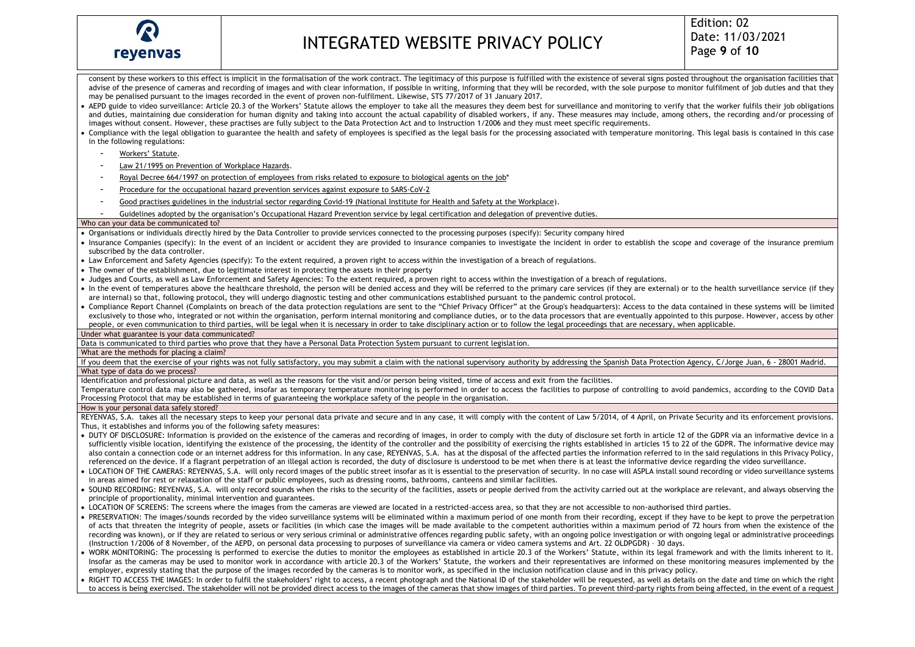consent by these workers to this effect is implicit in the formalisation of the work contract. The legitimacy of this purpose is fulfilled with the existence of several signs posted throughout the organisation facilities that advise of the presence of cameras and recording of images and with clear information, if possible in writing, informing that they will be recorded, with the sole purpose to monitor fulfilment of job duties and that they may be penalised pursuant to the images recorded in the event of proven non-fulfilment. Likewise, STS 77/2017 of 31 January 2017.

- AEPD guide to video surveillance: Article 20.3 of the Workers' Statute allows the employer to take all the measures they deem best for surveillance and monitoring to verify that the worker fulfils their job obligations and duties, maintaining due consideration for human dignity and taking into account the actual capability of disabled workers, if any. These measures may include, among others, the recording and/or processing of images without consent. However, these practises are fully subject to the Data Protection Act and to Instruction 1/2006 and they must meet specific requirements.
- Compliance with the legal obligation to guarantee the health and safety of employees is specified as the legal basis for the processing associated with temperature monitoring. This legal basis is contained in this case in the following regulations:
    - Workers' Statute.
    - Law 21/1995 on Prevention of Workplace Hazards.
    - Royal Decree 664/1997 on protection of employees from risks related to exposure to biological agents on the job*
    - Procedure for the occupational hazard prevention services against exposure to SARS-CoV-2
    - Good practises guidelines in the industrial sector regarding Covid-19 (National Institute for Health and Safety at the Workplace).
    - Guidelines adopted by the organisation's Occupational Hazard Prevention service by legal certification and delegation of preventive duties.

**Who can your data be communicated to?**

- Organisations or individuals directly hired by the Data Controller to provide services connected to the processing purposes (specify): Security company hired
- Insurance Companies (specify): In the event of an incident or accident they are provided to insurance companies to investigate the incident in order to establish the scope and coverage of the insurance premium subscribed by the data controller.
- Law Enforcement and Safety Agencies (specify): To the extent required, a proven right to access within the investigation of a breach of regulations.
- The owner of the establishment, due to legitimate interest in protecting the assets in their property
- Judges and Courts, as well as Law Enforcement and Safety Agencies: To the extent required, a proven right to access within the investigation of a breach of regulations.
- In the event of temperatures above the healthcare threshold, the person will be denied access and they will be referred to the primary care services (if they are external) or to the health surveillance service (if they are internal) so that, following protocol, they will undergo diagnostic testing and other communications established pursuant to the pandemic control protocol.
- Compliance Report Channel (Complaints on breach of the data protection regulations are sent to the "Chief Privacy Officer" at the Group's headquarters): Access to the data contained in these systems will be limited exclusively to those who, integrated or not within the organisation, perform internal monitoring and compliance duties, or to the data processors that are eventually appointed to this purpose. However, access by other people, or even communication to third parties, will be legal when it is necessary in order to take disciplinary action or to follow the legal proceedings that are necessary, when applicable.

**Under what guarantee is your data communicated?**

Data is communicated to third parties who prove that they have a Personal Data Protection System pursuant to current legislation.

**What are the methods for placing a claim?**

If you deem that the exercise of your rights was not fully satisfactory, you may submit a claim with the national supervisory authority by addressing the Spanish Data Protection Agency, C/Jorge Juan, 6 - 28001 Madrid.

**What type of data do we process?**

Identification and professional picture and data, as well as the reasons for the visit and/or person being visited, time of access and exit from the facilities.

Temperature control data may also be gathered, insofar as temporary temperature monitoring is performed in order to access the facilities to purpose of controlling to avoid pandemics, according to the COVID Data Processing Protocol that may be established in terms of guaranteeing the workplace safety of the people in the organisation.

**How is your personal data safely stored?**

REYENVAS, S.A. takes all the necessary steps to keep your personal data private and secure and in any case, it will comply with the content of Law 5/2014, of 4 April, on Private Security and its enforcement provisions. Thus, it establishes and informs you of the following safety measures:

- DUTY OF DISCLOSURE: Information is provided on the existence of the cameras and recording of images, in order to comply with the duty of disclosure set forth in article 12 of the GDPR via an informative device in a sufficiently visible location, identifying the existence of the processing, the identity of the controller and the possibility of exercising the rights established in articles 15 to 22 of the GDPR. The informative device may also contain a connection code or an internet address for this information. In any case, REYENVAS, S.A. has at the disposal of the affected parties the information referred to in the said regulations in this Privacy Policy, referenced on the device. If a flagrant perpetration of an illegal action is recorded, the duty of disclosure is understood to be met when there is at least the informative device regarding the video surveillance.
- LOCATION OF THE CAMERAS: REYENVAS, S.A. will only record images of the public street insofar as it is essential to the preservation of security. In no case will ASPLA install sound recording or video surveillance systems in areas aimed for rest or relaxation of the staff or public employees, such as dressing rooms, bathrooms, canteens and similar facilities.
- SOUND RECORDING: REYENVAS, S.A. will only record sounds when the risks to the security of the facilities, assets or people derived from the activity carried out at the workplace are relevant, and always observing the principle of proportionality, minimal intervention and guarantees.
- LOCATION OF SCREENS: The screens where the images from the cameras are viewed are located in a restricted-access area, so that they are not accessible to non-authorised third parties.
- PRESERVATION: The images/sounds recorded by the video surveillance systems will be eliminated within a maximum period of one month from their recording, except if they have to be kept to prove the perpetration of acts that threaten the integrity of people, assets or facilities (in which case the images will be made available to the competent authorities within a maximum period of 72 hours from when the existence of the recording was known), or if they are related to serious or very serious criminal or administrative offences regarding public safety, with an ongoing police investigation or with ongoing legal or administrative proceedings (Instruction 1/2006 of 8 November, of the AEPD, on personal data processing to purposes of surveillance via camera or video camera systems and Art. 22 OLDPGDR) – 30 days.
- WORK MONITORING: The processing is performed to exercise the duties to monitor the employees as established in article 20.3 of the Workers' Statute, within its legal framework and with the limits inherent to it. Insofar as the cameras may be used to monitor work in accordance with article 20.3 of the Workers' Statute, the workers and their representatives are informed on these monitoring measures implemented by the employer, expressly stating that the purpose of the images recorded by the cameras is to monitor work, as specified in the inclusion notification clause and in this privacy policy.
- RIGHT TO ACCESS THE IMAGES: In order to fulfil the stakeholders' right to access, a recent photograph and the National ID of the stakeholder will be requested, as well as details on the date and time on which the right to access is being exercised. The stakeholder will not be provided direct access to the images of the cameras that show images of third parties. To prevent third-party rights from being affected, in the event of a request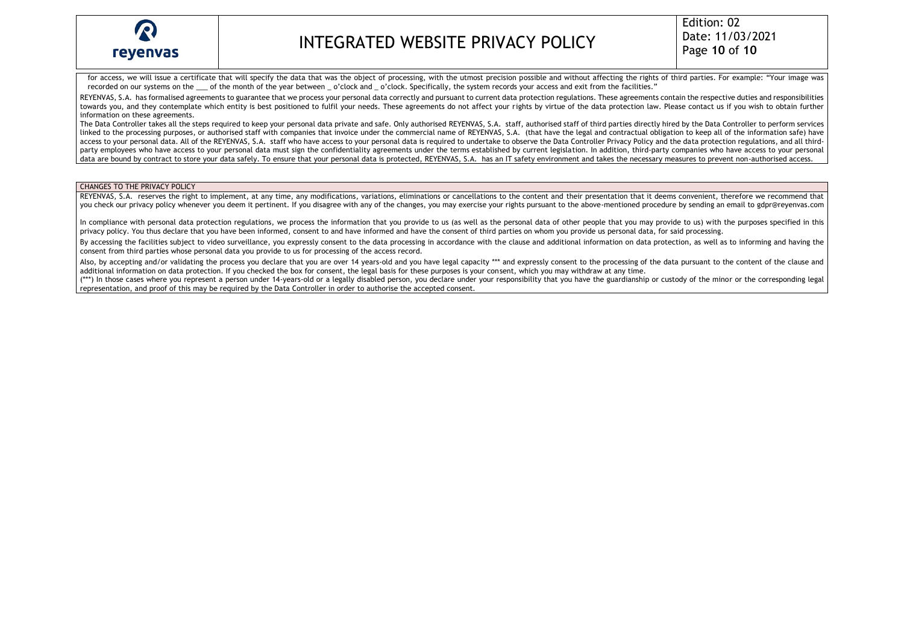for access, we will issue a certificate that will specify the data that was the object of processing, with the utmost precision possible and without affecting the rights of third parties. For example: "Your image was recorded on our systems on the ___ of the month of the year between _ o'clock and _ o'clock. Specifically, the system records your access and exit from the facilities."

REYENVAS, S.A. has formalised agreements to guarantee that we process your personal data correctly and pursuant to current data protection regulations. These agreements contain the respective duties and responsibilities towards you, and they contemplate which entity is best positioned to fulfil your needs. These agreements do not affect your rights by virtue of the data protection law. Please contact us if you wish to obtain further information on these agreements.

The Data Controller takes all the steps required to keep your personal data private and safe. Only authorised REYENVAS, S.A. staff, authorised staff of third parties directly hired by the Data Controller to perform services linked to the processing purposes, or authorised staff with companies that invoice under the commercial name of REYENVAS, S.A. (that have the legal and contractual obligation to keep all of the information safe) have access to your personal data. All of the REYENVAS, S.A. staff who have access to your personal data is required to undertake to observe the Data Controller Privacy Policy and the data protection regulations, and all third-party employees who have access to your personal data must sign the confidentiality agreements under the terms established by current legislation. In addition, third-party companies who have access to your personal data are bound by contract to store your data safely. To ensure that your personal data is protected, REYENVAS, S.A. has an IT safety environment and takes the necessary measures to prevent non-authorised access.

## CHANGES TO THE PRIVACY POLICY

REYENVAS, S.A. reserves the right to implement, at any time, any modifications, variations, eliminations or cancellations to the content and their presentation that it deems convenient, therefore we recommend that you check our privacy policy whenever you deem it pertinent. If you disagree with any of the changes, you may exercise your rights pursuant to the above-mentioned procedure by sending an email to gdpr@reyenvas.com

In compliance with personal data protection regulations, we process the information that you provide to us (as well as the personal data of other people that you may provide to us) with the purposes specified in this privacy policy. You thus declare that you have been informed, consent to and have informed and have the consent of third parties on whom you provide us personal data, for said processing.

By accessing the facilities subject to video surveillance, you expressly consent to the data processing in accordance with the clause and additional information on data protection, as well as to informing and having the consent from third parties whose personal data you provide to us for processing of the access record.

Also, by accepting and/or validating the process you declare that you are over 14 years-old and you have legal capacity *** and expressly consent to the processing of the data pursuant to the content of the clause and additional information on data protection. If you checked the box for consent, the legal basis for these purposes is your consent, which you may withdraw at any time.

(***) In those cases where you represent a person under 14-years-old or a legally disabled person, you declare under your responsibility that you have the guardianship or custody of the minor or the corresponding legal representation, and proof of this may be required by the Data Controller in order to authorise the accepted consent.